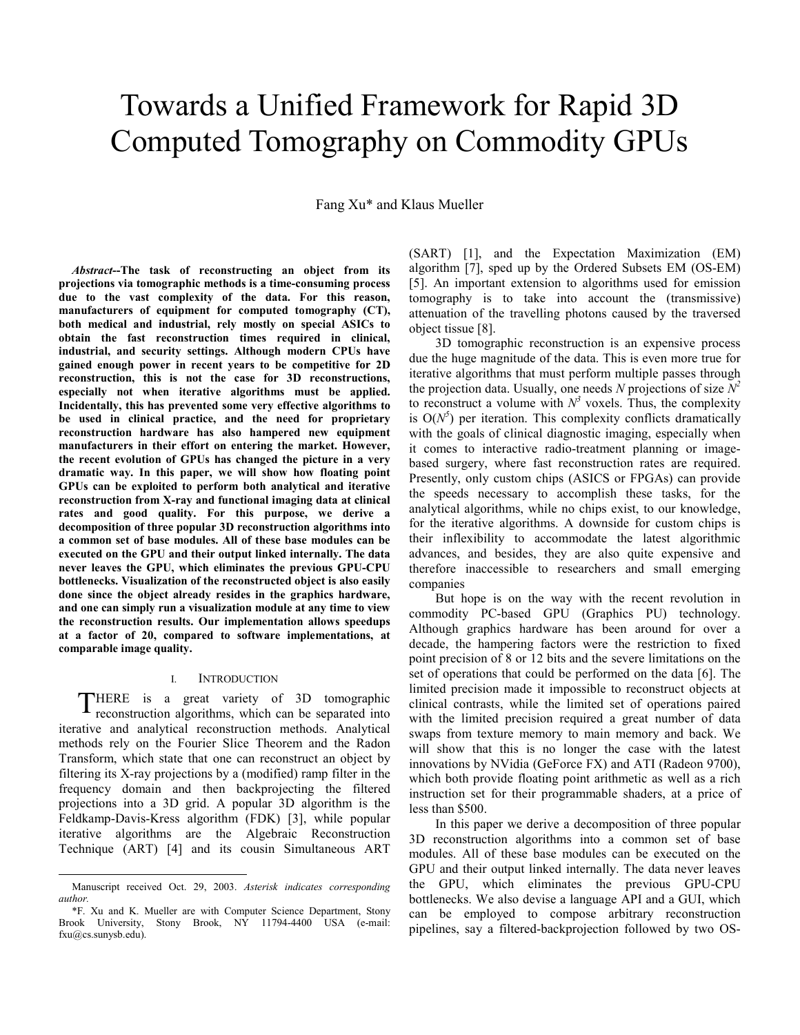# Towards a Unified Framework for Rapid 3D Computed Tomography on Commodity GPUs

Fang Xu* and Klaus Mueller

***Abstract*--The task of reconstructing an object from its projections via tomographic methods is a time-consuming process due to the vast complexity of the data. For this reason, manufacturers of equipment for computed tomography (CT), both medical and industrial, rely mostly on special ASICs to obtain the fast reconstruction times required in clinical, industrial, and security settings. Although modern CPUs have gained enough power in recent years to be competitive for 2D reconstruction, this is not the case for 3D reconstructions, especially not when iterative algorithms must be applied. Incidentally, this has prevented some very effective algorithms to be used in clinical practice, and the need for proprietary reconstruction hardware has also hampered new equipment manufacturers in their effort on entering the market. However, the recent evolution of GPUs has changed the picture in a very dramatic way. In this paper, we will show how floating point GPUs can be exploited to perform both analytical and iterative reconstruction from X-ray and functional imaging data at clinical rates and good quality. For this purpose, we derive a decomposition of three popular 3D reconstruction algorithms into a common set of base modules. All of these base modules can be executed on the GPU and their output linked internally. The data never leaves the GPU, which eliminates the previous GPU-CPU bottlenecks. Visualization of the reconstructed object is also easily done since the object already resides in the graphics hardware, and one can simply run a visualization module at any time to view the reconstruction results. Our implementation allows speedups at a factor of 20, compared to software implementations, at comparable image quality.**

## I. Introduction

THERE is a great variety of 3D tomographic reconstruction algorithms, which can be separated into iterative and analytical reconstruction methods. Analytical methods rely on the Fourier Slice Theorem and the Radon Transform, which state that one can reconstruct an object by filtering its X-ray projections by a (modified) ramp filter in the frequency domain and then backprojecting the filtered projections into a 3D grid. A popular 3D algorithm is the Feldkamp-Davis-Kress algorithm (FDK) [3], while popular iterative algorithms are the Algebraic Reconstruction Technique (ART) [4] and its cousin Simultaneous ART (SART) [1], and the Expectation Maximization (EM) algorithm [7], sped up by the Ordered Subsets EM (OS-EM) [5]. An important extension to algorithms used for emission tomography is to take into account the (transmissive) attenuation of the travelling photons caused by the traversed object tissue [8].

3D tomographic reconstruction is an expensive process due the huge magnitude of the data. This is even more true for iterative algorithms that must perform multiple passes through the projection data. Usually, one needs $N$ projections of size $N^2$ to reconstruct a volume with $N^3$ voxels. Thus, the complexity is $O(N^5)$ per iteration. This complexity conflicts dramatically with the goals of clinical diagnostic imaging, especially when it comes to interactive radio-treatment planning or image-based surgery, where fast reconstruction rates are required. Presently, only custom chips (ASICS or FPGAs) can provide the speeds necessary to accomplish these tasks, for the analytical algorithms, while no chips exist, to our knowledge, for the iterative algorithms. A downside for custom chips is their inflexibility to accommodate the latest algorithmic advances, and besides, they are also quite expensive and therefore inaccessible to researchers and small emerging companies

But hope is on the way with the recent revolution in commodity PC-based GPU (Graphics PU) technology. Although graphics hardware has been around for over a decade, the hampering factors were the restriction to fixed point precision of 8 or 12 bits and the severe limitations on the set of operations that could be performed on the data [6]. The limited precision made it impossible to reconstruct objects at clinical contrasts, while the limited set of operations paired with the limited precision required a great number of data swaps from texture memory to main memory and back. We will show that this is no longer the case with the latest innovations by NVidia (GeForce FX) and ATI (Radeon 9700), which both provide floating point arithmetic as well as a rich instruction set for their programmable shaders, at a price of less than $500.

In this paper we derive a decomposition of three popular 3D reconstruction algorithms into a common set of base modules. All of these base modules can be executed on the GPU and their output linked internally. The data never leaves the GPU, which eliminates the previous GPU-CPU bottlenecks. We also devise a language API and a GUI, which can be employed to compose arbitrary reconstruction pipelines, say a filtered-backprojection followed by two OS-

---

Manuscript received Oct. 29, 2003. *Asterisk indicates corresponding author.*

*F. Xu and K. Mueller are with Computer Science Department, Stony Brook University, Stony Brook, NY 11794-4400 USA (e-mail: fxu@cs.sunysb.edu).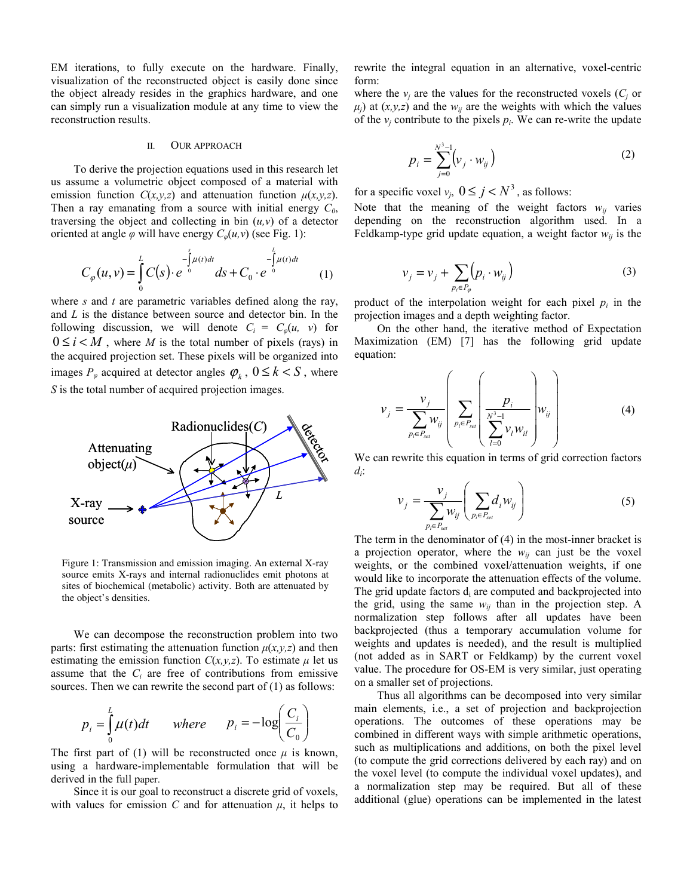EM iterations, to fully execute on the hardware. Finally, visualization of the reconstructed object is easily done since the object already resides in the graphics hardware, and one can simply run a visualization module at any time to view the reconstruction results.

## II. Our Approach

To derive the projection equations used in this research let us assume a volumetric object composed of a material with emission function $C(x,y,z)$ and attenuation function $\mu(x,y,z)$. Then a ray emanating from a source with initial energy $C_0$, traversing the object and collecting in bin $(u,v)$ of a detector oriented at angle $\varphi$ will have energy $C_\varphi(u,v)$ (see Fig. 1):

$$C_\varphi(u,v) = \int_0^L C(s) \cdot e^{-\int_0^s \mu(t)dt} ds + C_0 \cdot e^{-\int_0^L \mu(t)dt} \qquad (1)$$

where $s$ and $t$ are parametric variables defined along the ray, and $L$ is the distance between source and detector bin. In the following discussion, we will denote $C_i = C_\varphi(u, v)$ for $0 \le i < M$, where $M$ is the total number of pixels (rays) in the acquired projection set. These pixels will be organized into images $P_\varphi$ acquired at detector angles $\varphi_k$, $0 \le k < S$, where $S$ is the total number of acquired projection images.

Radionuclides($C$)
detector
Attenuating object($\mu$)
X-ray source
$L$

Figure 1: Transmission and emission imaging. An external X-ray source emits X-rays and internal radionuclides emit photons at sites of biochemical (metabolic) activity. Both are attenuated by the object's densities.

We can decompose the reconstruction problem into two parts: first estimating the attenuation function $\mu(x,y,z)$ and then estimating the emission function $C(x,y,z)$. To estimate $\mu$ let us assume that the $C_i$ are free of contributions from emissive sources. Then we can rewrite the second part of (1) as follows:

$$p_i = \int_0^L \mu(t)dt \qquad where \qquad p_i = -\log\left(\frac{C_i}{C_0}\right)$$

The first part of (1) will be reconstructed once $\mu$ is known, using a hardware-implementable formulation that will be derived in the full paper.

Since it is our goal to reconstruct a discrete grid of voxels, with values for emission $C$ and for attenuation $\mu$, it helps to rewrite the integral equation in an alternative, voxel-centric form:

$$p_i = \sum_{j=0}^{N^3-1} \left(v_j \cdot w_{ij}\right) \qquad (2)$$

where the $v_j$ are the values for the reconstructed voxels ($C_j$ or $\mu_j$) at $(x,y,z)$ and the $w_{ij}$ are the weights with which the values of the $v_j$ contribute to the pixels $p_i$. We can re-write the update for a specific voxel $v_j$, $0 \le j < N^3$, as follows:

$$v_j = v_j + \sum_{p_i \in P_\varphi} \left(p_i \cdot w_{ij}\right) \qquad (3)$$

Note that the meaning of the weight factors $w_{ij}$ varies depending on the reconstruction algorithm used. In a Feldkamp-type grid update equation, a weight factor $w_{ij}$ is the product of the interpolation weight for each pixel $p_i$ in the projection images and a depth weighting factor.

On the other hand, the iterative method of Expectation Maximization (EM) [7] has the following grid update equation:

$$v_j = \frac{v_j}{\sum_{p_i \in P_{set}} w_{ij}} \left( \sum_{p_i \in P_{set}} \left( \frac{p_i}{\sum_{l=0}^{N^3-1} v_l w_{il}} \right) w_{ij} \right) \qquad (4)$$

We can rewrite this equation in terms of grid correction factors $d_i$:

$$v_j = \frac{v_j}{\sum_{p_i \in P_{set}} w_{ij}} \left( \sum_{p_i \in P_{set}} d_i w_{ij} \right) \qquad (5)$$

The term in the denominator of (4) in the most-inner bracket is a projection operator, where the $w_{ij}$ can just be the voxel weights, or the combined voxel/attenuation weights, if one would like to incorporate the attenuation effects of the volume. The grid update factors $d_i$ are computed and backprojected into the grid, using the same $w_{ij}$ than in the projection step. A normalization step follows after all updates have been backprojected (thus a temporary accumulation volume for weights and updates is needed), and the result is multiplied (not added as in SART or Feldkamp) by the current voxel value. The procedure for OS-EM is very similar, just operating on a smaller set of projections.

Thus all algorithms can be decomposed into very similar main elements, i.e., a set of projection and backprojection operations. The outcomes of these operations may be combined in different ways with simple arithmetic operations, such as multiplications and additions, on both the pixel level (to compute the grid corrections delivered by each ray) and on the voxel level (to compute the individual voxel updates), and a normalization step may be required. But all of these additional (glue) operations can be implemented in the latest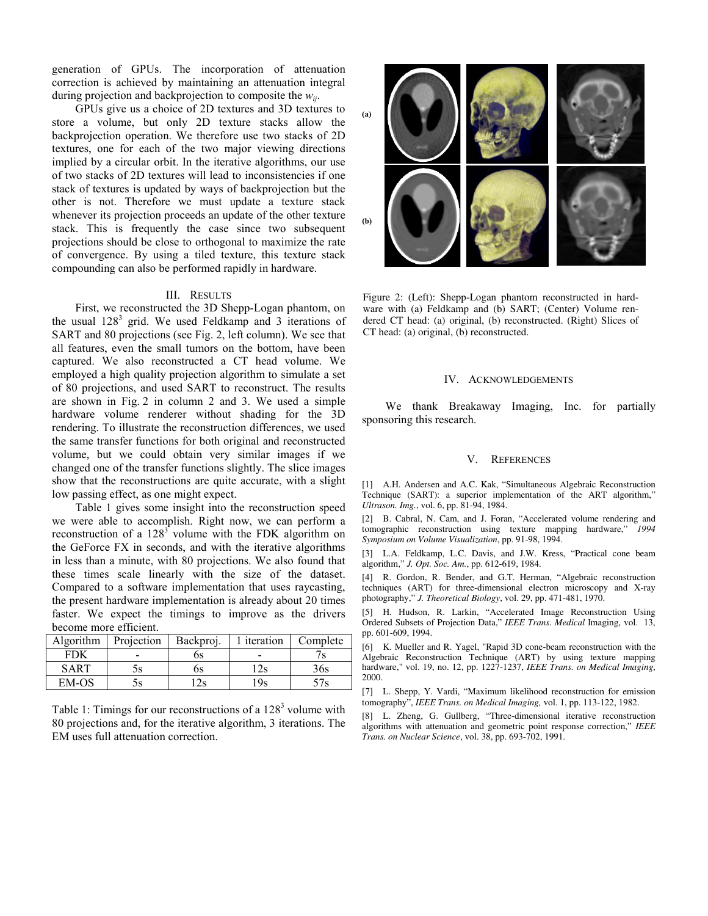generation of GPUs. The incorporation of attenuation correction is achieved by maintaining an attenuation integral during projection and backprojection to composite the $w_{ij}$.

GPUs give us a choice of 2D textures and 3D textures to store a volume, but only 2D texture stacks allow the backprojection operation. We therefore use two stacks of 2D textures, one for each of the two major viewing directions implied by a circular orbit. In the iterative algorithms, our use of two stacks of 2D textures will lead to inconsistencies if one stack of textures is updated by ways of backprojection but the other is not. Therefore we must update a texture stack whenever its projection proceeds an update of the other texture stack. This is frequently the case since two subsequent projections should be close to orthogonal to maximize the rate of convergence. By using a tiled texture, this texture stack compounding can also be performed rapidly in hardware.

## III. Results

First, we reconstructed the 3D Shepp-Logan phantom, on the usual $128^3$ grid. We used Feldkamp and 3 iterations of SART and 80 projections (see Fig. 2, left column). We see that all features, even the small tumors on the bottom, have been captured. We also reconstructed a CT head volume. We employed a high quality projection algorithm to simulate a set of 80 projections, and used SART to reconstruct. The results are shown in Fig. 2 in column 2 and 3. We used a simple hardware volume renderer without shading for the 3D rendering. To illustrate the reconstruction differences, we used the same transfer functions for both original and reconstructed volume, but we could obtain very similar images if we changed one of the transfer functions slightly. The slice images show that the reconstructions are quite accurate, with a slight low passing effect, as one might expect.

Table 1 gives some insight into the reconstruction speed we were able to accomplish. Right now, we can perform a reconstruction of a $128^3$ volume with the FDK algorithm on the GeForce FX in seconds, and with the iterative algorithms in less than a minute, with 80 projections. We also found that these times scale linearly with the size of the dataset. Compared to a software implementation that uses raycasting, the present hardware implementation is already about 20 times faster. We expect the timings to improve as the drivers become more efficient.

| Algorithm | Projection | Backproj. | 1 iteration | Complete |
|---|---|---|---|---|
| FDK | - | 6s | - | 7s |
| SART | 5s | 6s | 12s | 36s |
| EM-OS | 5s | 12s | 19s | 57s |

Table 1: Timings for our reconstructions of a $128^3$ volume with 80 projections and, for the iterative algorithm, 3 iterations. The EM uses full attenuation correction.

(a)

(b)

Figure 2: (Left): Shepp-Logan phantom reconstructed in hardware with (a) Feldkamp and (b) SART; (Center) Volume rendered CT head: (a) original, (b) reconstructed. (Right) Slices of CT head: (a) original, (b) reconstructed.

## IV. Acknowledgements

We thank Breakaway Imaging, Inc. for partially sponsoring this research.

## V. References

[1] A.H. Andersen and A.C. Kak, "Simultaneous Algebraic Reconstruction Technique (SART): a superior implementation of the ART algorithm," *Ultrason. Img.*, vol. 6, pp. 81-94, 1984.

[2] B. Cabral, N. Cam, and J. Foran, "Accelerated volume rendering and tomographic reconstruction using texture mapping hardware," *1994 Symposium on Volume Visualization*, pp. 91-98, 1994.

[3] L.A. Feldkamp, L.C. Davis, and J.W. Kress, "Practical cone beam algorithm," *J. Opt. Soc. Am.*, pp. 612-619, 1984.

[4] R. Gordon, R. Bender, and G.T. Herman, "Algebraic reconstruction techniques (ART) for three-dimensional electron microscopy and X-ray photography," *J. Theoretical Biology*, vol. 29, pp. 471-481, 1970.

[5] H. Hudson, R. Larkin, "Accelerated Image Reconstruction Using Ordered Subsets of Projection Data," *IEEE Trans. Medical* Imaging, vol. 13, pp. 601-609, 1994.

[6] K. Mueller and R. Yagel, "Rapid 3D cone-beam reconstruction with the Algebraic Reconstruction Technique (ART) by using texture mapping hardware," vol. 19, no. 12, pp. 1227-1237, *IEEE Trans. on Medical Imaging*, 2000.

[7] L. Shepp, Y. Vardi, "Maximum likelihood reconstruction for emission tomography", *IEEE Trans. on Medical Imaging,* vol. 1, pp. 113-122, 1982.

[8] L. Zheng, G. Gullberg, "Three-dimensional iterative reconstruction algorithms with attenuation and geometric point response correction," *IEEE Trans. on Nuclear Science*, vol. 38, pp. 693-702, 1991.